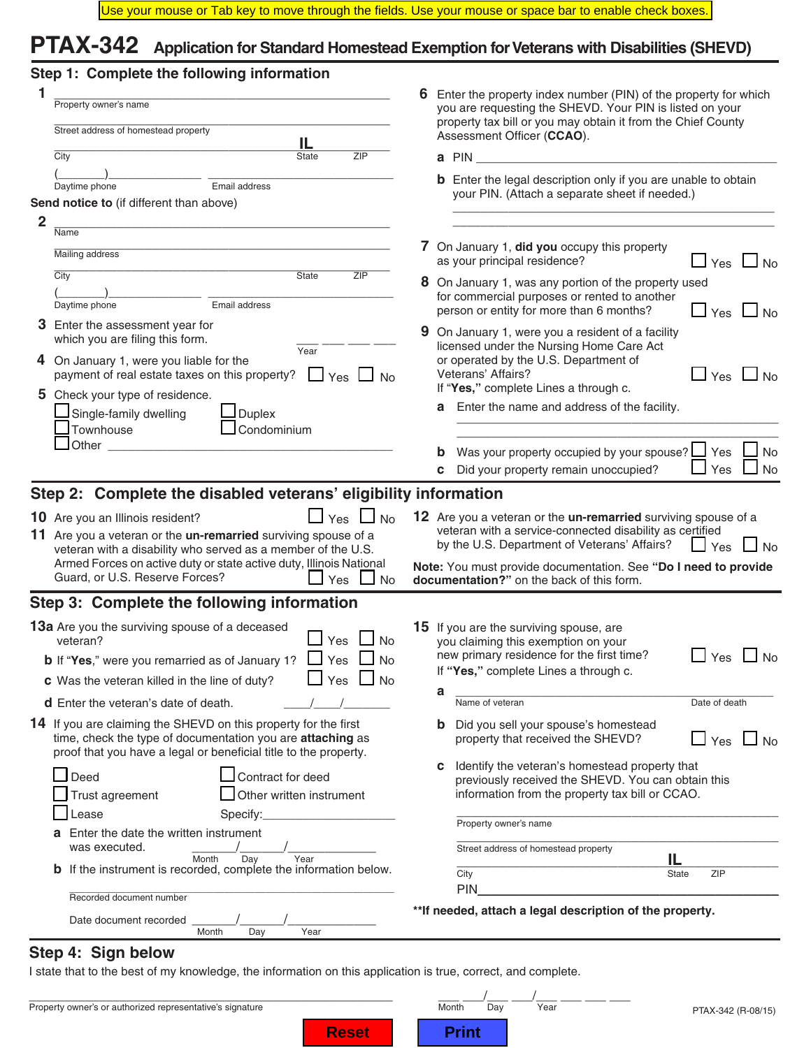Use your mouse or Tab key to move through the fields. Use your mouse or space bar to enable check boxes.

# PTAX-342 Application for Standard Homestead Exemption for Veterans with Disabilities (SHEVD)

## Step 1: Complete the following information

**1** ______________________________
Property owner's name

______________________________
Street address of homestead property

______________________________ IL ________
City State ZIP

(______)______________ ______________________
Daytime phone Email address

**Send notice to** (if different than above)

**2** ______________________________
Name

______________________________
Mailing address

______________________________
City State ZIP

(______)______________ ______________________
Daytime phone Email address

**3** Enter the assessment year for which you are filing this form. ___ ___ ___ ___ Year

**4** On January 1, were you liable for the payment of real estate taxes on this property? ☐ Yes ☐ No

**5** Check your type of residence.

☐ Single-family dwelling ☐ Duplex
☐ Townhouse ☐ Condominium
☐ Other ______________________________

**6** Enter the property index number (PIN) of the property for which you are requesting the SHEVD. Your PIN is listed on your property tax bill or you may obtain it from the Chief County Assessment Officer (**CCAO**).

**a** PIN ______________________________

**b** Enter the legal description only if you are unable to obtain your PIN. (Attach a separate sheet if needed.)

______________________________

______________________________

**7** On January 1, **did you** occupy this property as your principal residence? ☐ Yes ☐ No

**8** On January 1, was any portion of the property used for commercial purposes or rented to another person or entity for more than 6 months? ☐ Yes ☐ No

**9** On January 1, were you a resident of a facility licensed under the Nursing Home Care Act or operated by the U.S. Department of Veterans' Affairs? ☐ Yes ☐ No

If **"Yes,"** complete Lines a through c.

**a** Enter the name and address of the facility.

______________________________

______________________________

**b** Was your property occupied by your spouse? ☐ Yes ☐ No

**c** Did your property remain unoccupied? ☐ Yes ☐ No

## Step 2: Complete the disabled veterans' eligibility information

**10** Are you an Illinois resident? ☐ Yes ☐ No

**11** Are you a veteran or the **un-remarried** surviving spouse of a veteran with a disability who served as a member of the U.S. Armed Forces on active duty or state active duty, Illinois National Guard, or U.S. Reserve Forces? ☐ Yes ☐ No

**12** Are you a veteran or the **un-remarried** surviving spouse of a veteran with a service-connected disability as certified by the U.S. Department of Veterans' Affairs? ☐ Yes ☐ No

**Note:** You must provide documentation. See **"Do I need to provide documentation?"** on the back of this form.

## Step 3: Complete the following information

**13a** Are you the surviving spouse of a deceased veteran? ☐ Yes ☐ No

**b** If **"Yes,"** were you remarried as of January 1? ☐ Yes ☐ No

**c** Was the veteran killed in the line of duty? ☐ Yes ☐ No

**d** Enter the veteran's date of death. ____/____/______

**14** If you are claiming the SHEVD on this property for the first time, check the type of documentation you are **attaching** as proof that you have a legal or beneficial title to the property.

☐ Deed ☐ Contract for deed
☐ Trust agreement ☐ Other written instrument
☐ Lease Specify:____________________

**a** Enter the date the written instrument was executed. ______/______/__________
Month Day Year

**b** If the instrument is recorded, complete the information below.

______________________________
Recorded document number

Date document recorded ______/______/__________
Month Day Year

**15** If you are the surviving spouse, are you claiming this exemption on your new primary residence for the first time? ☐ Yes ☐ No

If **"Yes,"** complete Lines a through c.

**a** ______________________________
Name of veteran Date of death

**b** Did you sell your spouse's homestead property that received the SHEVD? ☐ Yes ☐ No

**c** Identify the veteran's homestead property that previously received the SHEVD. You can obtain this information from the property tax bill or CCAO.

______________________________
Property owner's name

______________________________
Street address of homestead property

______________________________ IL ________
City State ZIP

PIN______________________________

**\*\*If needed, attach a legal description of the property.**

## Step 4: Sign below

I state that to the best of my knowledge, the information on this application is true, correct, and complete.

______________________________ ___ ___/___ ___/___ ___ ___ ___
Property owner's or authorized representative's signature Month Day Year

PTAX-342 (R-08/15)

Reset Print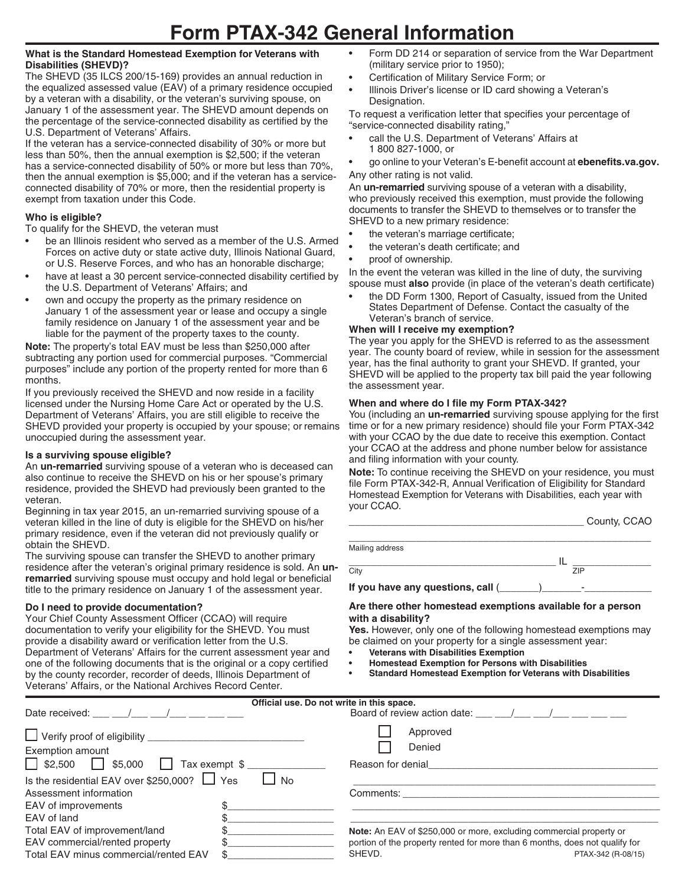# Form PTAX-342 General Information

**What is the Standard Homestead Exemption for Veterans with Disabilities (SHEVD)?**

The SHEVD (35 ILCS 200/15-169) provides an annual reduction in the equalized assessed value (EAV) of a primary residence occupied by a veteran with a disability, or the veteran's surviving spouse, on January 1 of the assessment year. The SHEVD amount depends on the percentage of the service-connected disability as certified by the U.S. Department of Veterans' Affairs.

If the veteran has a service-connected disability of 30% or more but less than 50%, then the annual exemption is $2,500; if the veteran has a service-connected disability of 50% or more but less than 70%, then the annual exemption is $5,000; and if the veteran has a service-connected disability of 70% or more, then the residential property is exempt from taxation under this Code.

**Who is eligible?**

To qualify for the SHEVD, the veteran must

- be an Illinois resident who served as a member of the U.S. Armed Forces on active duty or state active duty, Illinois National Guard, or U.S. Reserve Forces, and who has an honorable discharge;
- have at least a 30 percent service-connected disability certified by the U.S. Department of Veterans' Affairs; and
- own and occupy the property as the primary residence on January 1 of the assessment year or lease and occupy a single family residence on January 1 of the assessment year and be liable for the payment of the property taxes to the county.

**Note:** The property's total EAV must be less than $250,000 after subtracting any portion used for commercial purposes. "Commercial purposes" include any portion of the property rented for more than 6 months.

If you previously received the SHEVD and now reside in a facility licensed under the Nursing Home Care Act or operated by the U.S. Department of Veterans' Affairs, you are still eligible to receive the SHEVD provided your property is occupied by your spouse; or remains unoccupied during the assessment year.

**Is a surviving spouse eligible?**

An **un-remarried** surviving spouse of a veteran who is deceased can also continue to receive the SHEVD on his or her spouse's primary residence, provided the SHEVD had previously been granted to the veteran.

Beginning in tax year 2015, an un-remarried surviving spouse of a veteran killed in the line of duty is eligible for the SHEVD on his/her primary residence, even if the veteran did not previously qualify or obtain the SHEVD.

The surviving spouse can transfer the SHEVD to another primary residence after the veteran's original primary residence is sold. An **un-remarried** surviving spouse must occupy and hold legal or beneficial title to the primary residence on January 1 of the assessment year.

**Do I need to provide documentation?**

Your Chief County Assessment Officer (CCAO) will require documentation to verify your eligibility for the SHEVD. You must provide a disability award or verification letter from the U.S. Department of Veterans' Affairs for the current assessment year and one of the following documents that is the original or a copy certified by the county recorder, recorder of deeds, Illinois Department of Veterans' Affairs, or the National Archives Record Center.

- Form DD 214 or separation of service from the War Department (military service prior to 1950);
- Certification of Military Service Form; or
- Illinois Driver's license or ID card showing a Veteran's Designation.

To request a verification letter that specifies your percentage of "service-connected disability rating,"

- call the U.S. Department of Veterans' Affairs at 1 800 827-1000, or
- go online to your Veteran's E-benefit account at **ebenefits.va.gov.**

Any other rating is not valid.

An **un-remarried** surviving spouse of a veteran with a disability, who previously received this exemption, must provide the following documents to transfer the SHEVD to themselves or to transfer the SHEVD to a new primary residence:

- the veteran's marriage certificate;
- the veteran's death certificate; and
- proof of ownership.

In the event the veteran was killed in the line of duty, the surviving spouse must **also** provide (in place of the veteran's death certificate)

- the DD Form 1300, Report of Casualty, issued from the United States Department of Defense. Contact the casualty of the Veteran's branch of service.

**When will I receive my exemption?**

The year you apply for the SHEVD is referred to as the assessment year. The county board of review, while in session for the assessment year, has the final authority to grant your SHEVD. If granted, your SHEVD will be applied to the property tax bill paid the year following the assessment year.

**When and where do I file my Form PTAX-342?**

You (including an **un-remarried** surviving spouse applying for the first time or for a new primary residence) should file your Form PTAX-342 with your CCAO by the due date to receive this exemption. Contact your CCAO at the address and phone number below for assistance and filing information with your county.

**Note:** To continue receiving the SHEVD on your residence, you must file Form PTAX-342-R, Annual Verification of Eligibility for Standard Homestead Exemption for Veterans with Disabilities, each year with your CCAO.

__________________________________________ County, CCAO

__________________________________________
Mailing address

__________________________________ IL ______________
City ZIP

**If you have any questions, call** (_______)_______-____________

**Are there other homestead exemptions available for a person with a disability?**

**Yes.** However, only one of the following homestead exemptions may be claimed on your property for a single assessment year:

- **Veterans with Disabilities Exemption**
- **Homestead Exemption for Persons with Disabilities**
- **Standard Homestead Exemption for Veterans with Disabilities**

---

**Official use. Do not write in this space.**

Date received: ___ ___/___ ___/___ ___ ___ ___

☐ Verify proof of eligibility ___________________________

Exemption amount

☐ $2,500 ☐ $5,000 ☐ Tax exempt $ ______________

Is the residential EAV over $250,000? ☐ Yes ☐ No

Assessment information

| | |
|---|---|
| EAV of improvements | $___________________ |
| EAV of land | $___________________ |
| Total EAV of improvement/land | $___________________ |
| EAV commercial/rented property | $___________________ |
| Total EAV minus commercial/rented EAV | $___________________ |

Board of review action date: ___ ___/___ ___/___ ___ ___ ___

☐ Approved

☐ Denied

Reason for denial_________________________________________

_________________________________________________________

Comments: _______________________________________________

_________________________________________________________

_________________________________________________________

**Note:** An EAV of $250,000 or more, excluding commercial property or portion of the property rented for more than 6 months, does not qualify for SHEVD.

PTAX-342 (R-08/15)